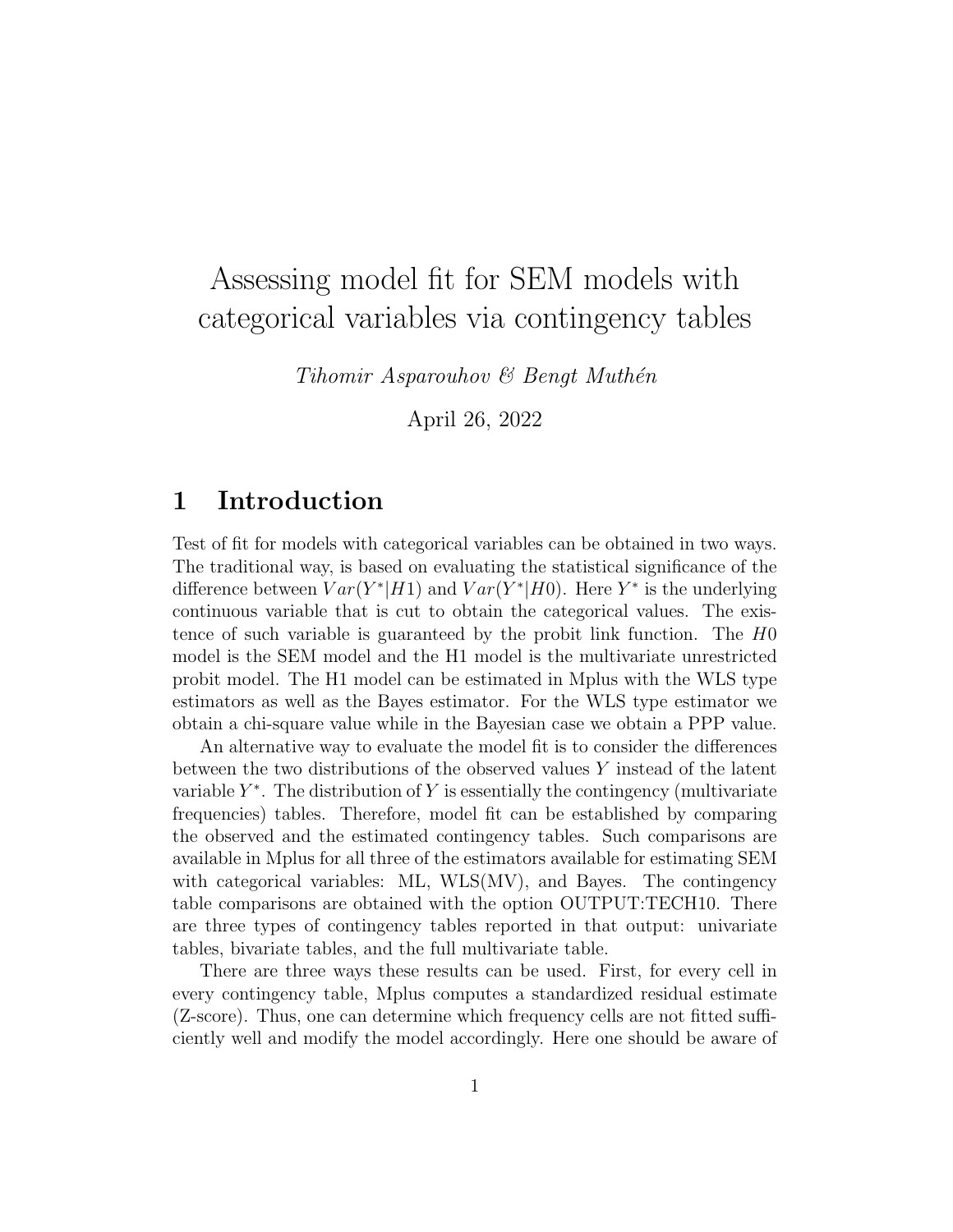# Assessing model fit for SEM models with categorical variables via contingency tables

*Tihomir Asparouhov & Bengt Muthén*

April 26, 2022

## 1 Introduction

Test of fit for models with categorical variables can be obtained in two ways. The traditional way, is based on evaluating the statistical significance of the difference between $Var(Y^*|H1)$ and $Var(Y^*|H0)$. Here $Y^*$ is the underlying continuous variable that is cut to obtain the categorical values. The existence of such variable is guaranteed by the probit link function. The $H0$ model is the SEM model and the H1 model is the multivariate unrestricted probit model. The H1 model can be estimated in Mplus with the WLS type estimators as well as the Bayes estimator. For the WLS type estimator we obtain a chi-square value while in the Bayesian case we obtain a PPP value.

An alternative way to evaluate the model fit is to consider the differences between the two distributions of the observed values $Y$ instead of the latent variable $Y^*$. The distribution of $Y$ is essentially the contingency (multivariate frequencies) tables. Therefore, model fit can be established by comparing the observed and the estimated contingency tables. Such comparisons are available in Mplus for all three of the estimators available for estimating SEM with categorical variables: ML, WLS(MV), and Bayes. The contingency table comparisons are obtained with the option OUTPUT:TECH10. There are three types of contingency tables reported in that output: univariate tables, bivariate tables, and the full multivariate table.

There are three ways these results can be used. First, for every cell in every contingency table, Mplus computes a standardized residual estimate (Z-score). Thus, one can determine which frequency cells are not fitted sufficiently well and modify the model accordingly. Here one should be aware of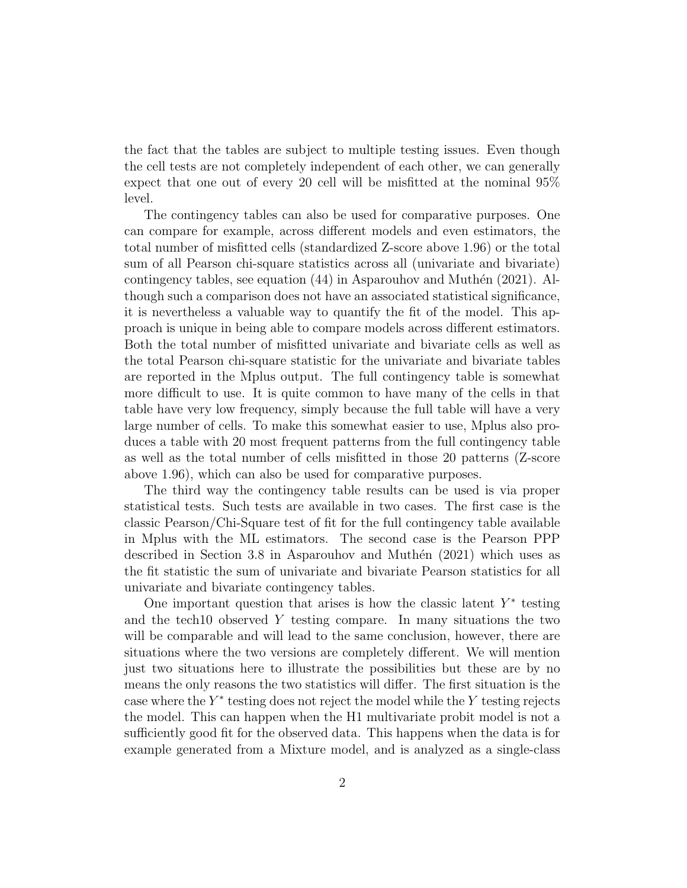the fact that the tables are subject to multiple testing issues. Even though the cell tests are not completely independent of each other, we can generally expect that one out of every 20 cell will be misfitted at the nominal 95% level.

The contingency tables can also be used for comparative purposes. One can compare for example, across different models and even estimators, the total number of misfitted cells (standardized Z-score above 1.96) or the total sum of all Pearson chi-square statistics across all (univariate and bivariate) contingency tables, see equation (44) in Asparouhov and Muthén (2021). Although such a comparison does not have an associated statistical significance, it is nevertheless a valuable way to quantify the fit of the model. This approach is unique in being able to compare models across different estimators. Both the total number of misfitted univariate and bivariate cells as well as the total Pearson chi-square statistic for the univariate and bivariate tables are reported in the Mplus output. The full contingency table is somewhat more difficult to use. It is quite common to have many of the cells in that table have very low frequency, simply because the full table will have a very large number of cells. To make this somewhat easier to use, Mplus also produces a table with 20 most frequent patterns from the full contingency table as well as the total number of cells misfitted in those 20 patterns (Z-score above 1.96), which can also be used for comparative purposes.

The third way the contingency table results can be used is via proper statistical tests. Such tests are available in two cases. The first case is the classic Pearson/Chi-Square test of fit for the full contingency table available in Mplus with the ML estimators. The second case is the Pearson PPP described in Section 3.8 in Asparouhov and Muthén (2021) which uses as the fit statistic the sum of univariate and bivariate Pearson statistics for all univariate and bivariate contingency tables.

One important question that arises is how the classic latent $Y^*$ testing and the tech10 observed $Y$ testing compare. In many situations the two will be comparable and will lead to the same conclusion, however, there are situations where the two versions are completely different. We will mention just two situations here to illustrate the possibilities but these are by no means the only reasons the two statistics will differ. The first situation is the case where the $Y^*$ testing does not reject the model while the $Y$ testing rejects the model. This can happen when the H1 multivariate probit model is not a sufficiently good fit for the observed data. This happens when the data is for example generated from a Mixture model, and is analyzed as a single-class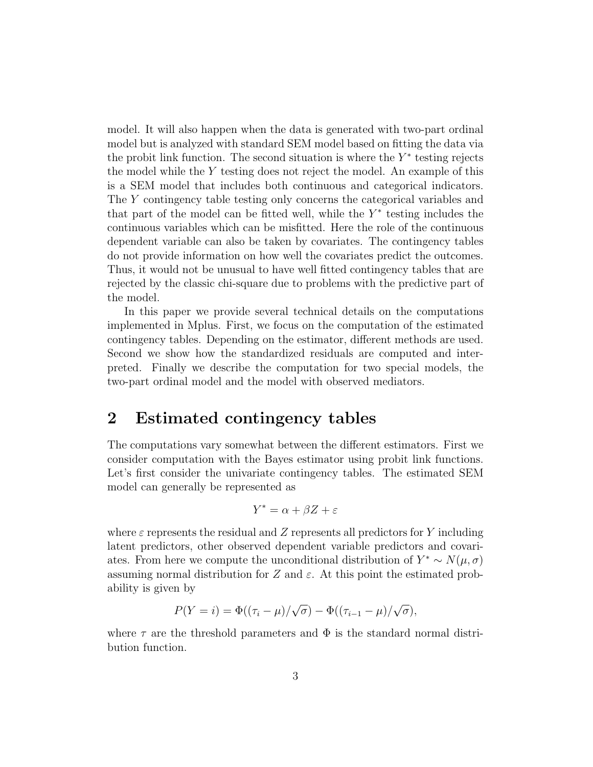model. It will also happen when the data is generated with two-part ordinal model but is analyzed with standard SEM model based on fitting the data via the probit link function. The second situation is where the $Y^*$ testing rejects the model while the $Y$ testing does not reject the model. An example of this is a SEM model that includes both continuous and categorical indicators. The $Y$ contingency table testing only concerns the categorical variables and that part of the model can be fitted well, while the $Y^*$ testing includes the continuous variables which can be misfitted. Here the role of the continuous dependent variable can also be taken by covariates. The contingency tables do not provide information on how well the covariates predict the outcomes. Thus, it would not be unusual to have well fitted contingency tables that are rejected by the classic chi-square due to problems with the predictive part of the model.

In this paper we provide several technical details on the computations implemented in Mplus. First, we focus on the computation of the estimated contingency tables. Depending on the estimator, different methods are used. Second we show how the standardized residuals are computed and interpreted. Finally we describe the computation for two special models, the two-part ordinal model and the model with observed mediators.

## 2 Estimated contingency tables

The computations vary somewhat between the different estimators. First we consider computation with the Bayes estimator using probit link functions. Let's first consider the univariate contingency tables. The estimated SEM model can generally be represented as

$$Y^* = \alpha + \beta Z + \varepsilon$$

where $\varepsilon$ represents the residual and $Z$ represents all predictors for $Y$ including latent predictors, other observed dependent variable predictors and covariates. From here we compute the unconditional distribution of $Y^* \sim N(\mu, \sigma)$ assuming normal distribution for $Z$ and $\varepsilon$. At this point the estimated probability is given by

$$P(Y = i) = \Phi((\tau_i - \mu)/\sqrt{\sigma}) - \Phi((\tau_{i-1} - \mu)/\sqrt{\sigma}),$$

where $\tau$ are the threshold parameters and $\Phi$ is the standard normal distribution function.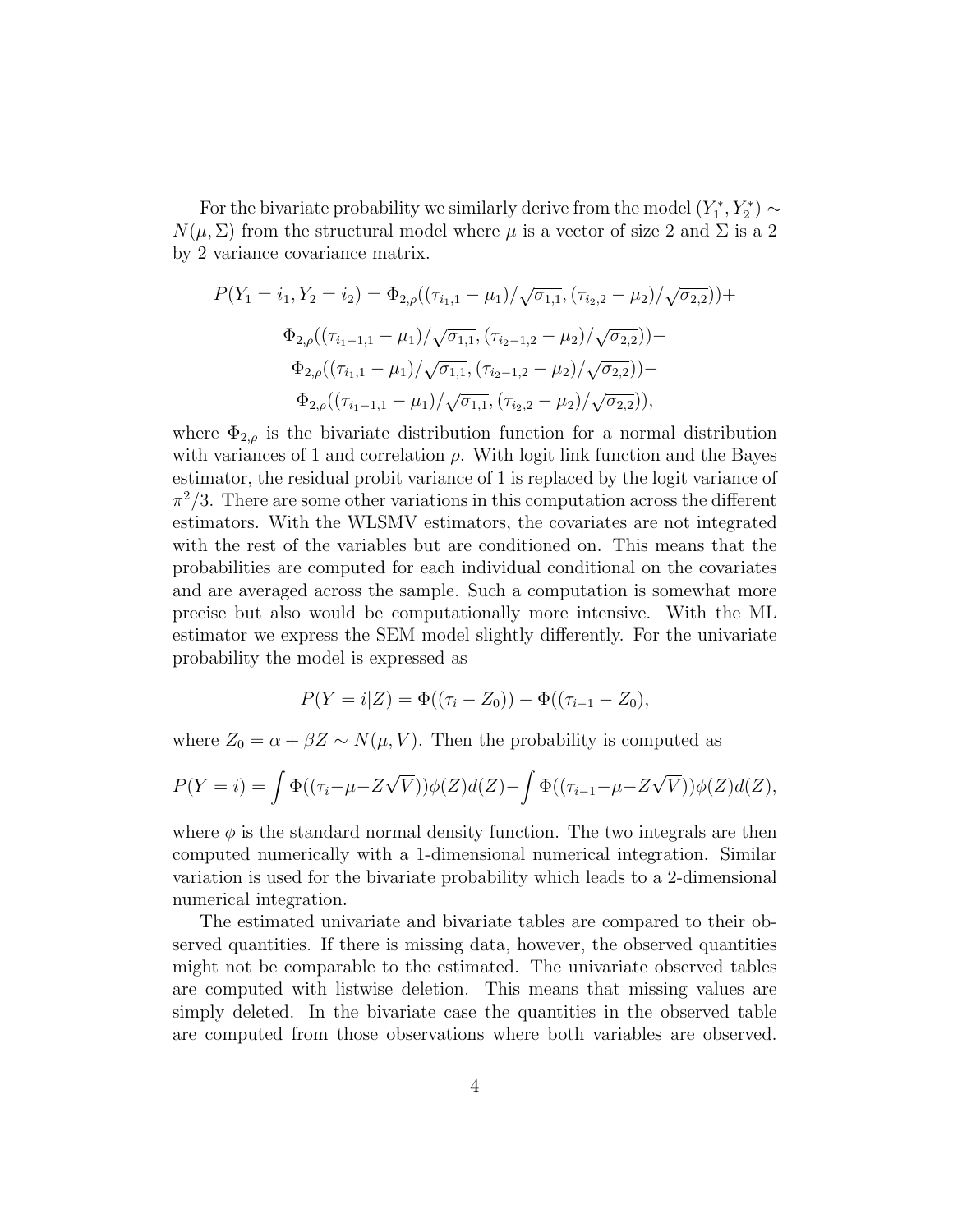For the bivariate probability we similarly derive from the model $(Y_1^*, Y_2^*) \sim N(\mu, \Sigma)$ from the structural model where $\mu$ is a vector of size 2 and $\Sigma$ is a 2 by 2 variance covariance matrix.

$$
\begin{aligned}
P(Y_1 = i_1, Y_2 = i_2) = \Phi_{2,\rho}((\tau_{i_1,1} - \mu_1)/\sqrt{\sigma_{1,1}}, (\tau_{i_2,2} - \mu_2)/\sqrt{\sigma_{2,2}}) + \\
\Phi_{2,\rho}((\tau_{i_1-1,1} - \mu_1)/\sqrt{\sigma_{1,1}}, (\tau_{i_2-1,2} - \mu_2)/\sqrt{\sigma_{2,2}}) - \\
\Phi_{2,\rho}((\tau_{i_1,1} - \mu_1)/\sqrt{\sigma_{1,1}}, (\tau_{i_2-1,2} - \mu_2)/\sqrt{\sigma_{2,2}}) - \\
\Phi_{2,\rho}((\tau_{i_1-1,1} - \mu_1)/\sqrt{\sigma_{1,1}}, (\tau_{i_2,2} - \mu_2)/\sqrt{\sigma_{2,2}}),
\end{aligned}
$$

where $\Phi_{2,\rho}$ is the bivariate distribution function for a normal distribution with variances of 1 and correlation $\rho$. With logit link function and the Bayes estimator, the residual probit variance of 1 is replaced by the logit variance of $\pi^2/3$. There are some other variations in this computation across the different estimators. With the WLSMV estimators, the covariates are not integrated with the rest of the variables but are conditioned on. This means that the probabilities are computed for each individual conditional on the covariates and are averaged across the sample. Such a computation is somewhat more precise but also would be computationally more intensive. With the ML estimator we express the SEM model slightly differently. For the univariate probability the model is expressed as

$$
P(Y = i|Z) = \Phi((\tau_i - Z_0)) - \Phi((\tau_{i-1} - Z_0),
$$

where $Z_0 = \alpha + \beta Z \sim N(\mu, V)$. Then the probability is computed as

$$
P(Y = i) = \int \Phi((\tau_i - \mu - Z\sqrt{V}))\phi(Z)d(Z) - \int \Phi((\tau_{i-1} - \mu - Z\sqrt{V}))\phi(Z)d(Z),
$$

where $\phi$ is the standard normal density function. The two integrals are then computed numerically with a 1-dimensional numerical integration. Similar variation is used for the bivariate probability which leads to a 2-dimensional numerical integration.

The estimated univariate and bivariate tables are compared to their observed quantities. If there is missing data, however, the observed quantities might not be comparable to the estimated. The univariate observed tables are computed with listwise deletion. This means that missing values are simply deleted. In the bivariate case the quantities in the observed table are computed from those observations where both variables are observed.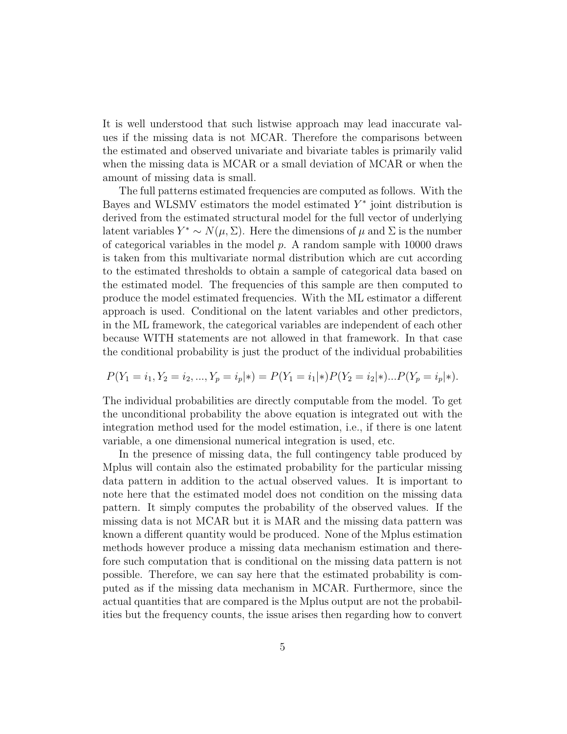It is well understood that such listwise approach may lead inaccurate values if the missing data is not MCAR. Therefore the comparisons between the estimated and observed univariate and bivariate tables is primarily valid when the missing data is MCAR or a small deviation of MCAR or when the amount of missing data is small.

The full patterns estimated frequencies are computed as follows. With the Bayes and WLSMV estimators the model estimated $Y^*$ joint distribution is derived from the estimated structural model for the full vector of underlying latent variables $Y^* \sim N(\mu, \Sigma)$. Here the dimensions of $\mu$ and $\Sigma$ is the number of categorical variables in the model $p$. A random sample with 10000 draws is taken from this multivariate normal distribution which are cut according to the estimated thresholds to obtain a sample of categorical data based on the estimated model. The frequencies of this sample are then computed to produce the model estimated frequencies. With the ML estimator a different approach is used. Conditional on the latent variables and other predictors, in the ML framework, the categorical variables are independent of each other because WITH statements are not allowed in that framework. In that case the conditional probability is just the product of the individual probabilities

$$P(Y_1 = i_1, Y_2 = i_2, ..., Y_p = i_p|*) = P(Y_1 = i_1|*)P(Y_2 = i_2|*)...P(Y_p = i_p|*).$$

The individual probabilities are directly computable from the model. To get the unconditional probability the above equation is integrated out with the integration method used for the model estimation, i.e., if there is one latent variable, a one dimensional numerical integration is used, etc.

In the presence of missing data, the full contingency table produced by Mplus will contain also the estimated probability for the particular missing data pattern in addition to the actual observed values. It is important to note here that the estimated model does not condition on the missing data pattern. It simply computes the probability of the observed values. If the missing data is not MCAR but it is MAR and the missing data pattern was known a different quantity would be produced. None of the Mplus estimation methods however produce a missing data mechanism estimation and therefore such computation that is conditional on the missing data pattern is not possible. Therefore, we can say here that the estimated probability is computed as if the missing data mechanism in MCAR. Furthermore, since the actual quantities that are compared is the Mplus output are not the probabilities but the frequency counts, the issue arises then regarding how to convert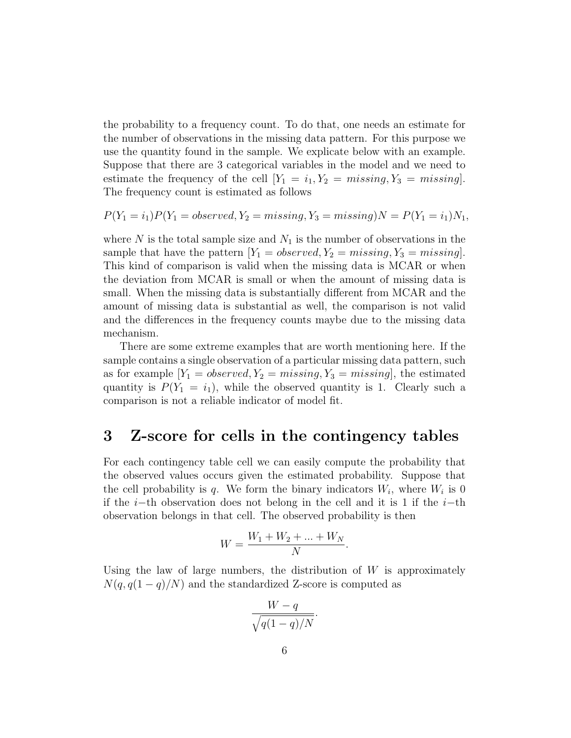the probability to a frequency count. To do that, one needs an estimate for the number of observations in the missing data pattern. For this purpose we use the quantity found in the sample. We explicate below with an example. Suppose that there are 3 categorical variables in the model and we need to estimate the frequency of the cell $[Y_1 = i_1, Y_2 = missing, Y_3 = missing]$. The frequency count is estimated as follows

$$P(Y_1 = i_1)P(Y_1 = observed, Y_2 = missing, Y_3 = missing)N = P(Y_1 = i_1)N_1,$$

where $N$ is the total sample size and $N_1$ is the number of observations in the sample that have the pattern $[Y_1 = observed, Y_2 = missing, Y_3 = missing]$. This kind of comparison is valid when the missing data is MCAR or when the deviation from MCAR is small or when the amount of missing data is small. When the missing data is substantially different from MCAR and the amount of missing data is substantial as well, the comparison is not valid and the differences in the frequency counts maybe due to the missing data mechanism.

There are some extreme examples that are worth mentioning here. If the sample contains a single observation of a particular missing data pattern, such as for example $[Y_1 = observed, Y_2 = missing, Y_3 = missing]$, the estimated quantity is $P(Y_1 = i_1)$, while the observed quantity is 1. Clearly such a comparison is not a reliable indicator of model fit.

## 3 Z-score for cells in the contingency tables

For each contingency table cell we can easily compute the probability that the observed values occurs given the estimated probability. Suppose that the cell probability is $q$. We form the binary indicators $W_i$, where $W_i$ is 0 if the $i-$th observation does not belong in the cell and it is 1 if the $i-$th observation belongs in that cell. The observed probability is then

$$W = \frac{W_1 + W_2 + ... + W_N}{N}.$$

Using the law of large numbers, the distribution of $W$ is approximately $N(q, q(1-q)/N)$ and the standardized Z-score is computed as

$$\frac{W - q}{\sqrt{q(1-q)/N}}.$$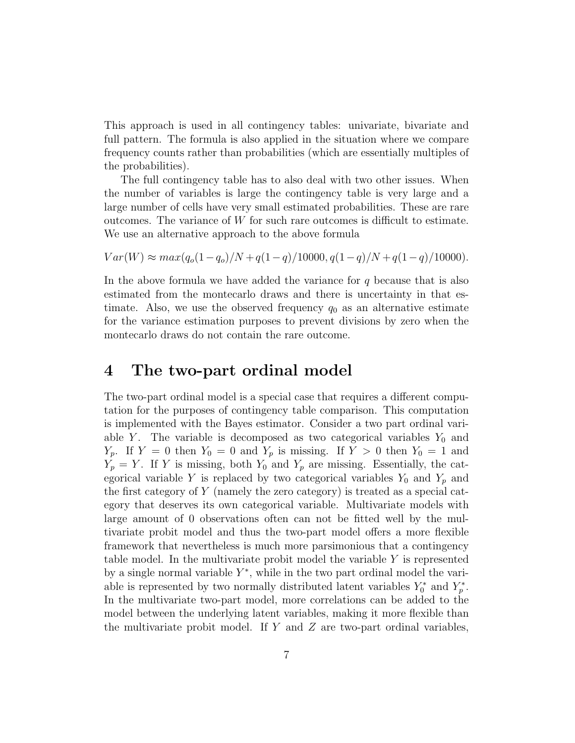This approach is used in all contingency tables: univariate, bivariate and full pattern. The formula is also applied in the situation where we compare frequency counts rather than probabilities (which are essentially multiples of the probabilities).

The full contingency table has to also deal with two other issues. When the number of variables is large the contingency table is very large and a large number of cells have very small estimated probabilities. These are rare outcomes. The variance of $W$ for such rare outcomes is difficult to estimate. We use an alternative approach to the above formula

$$Var(W) \approx max(q_o(1-q_o)/N + q(1-q)/10000, q(1-q)/N + q(1-q)/10000).$$

In the above formula we have added the variance for $q$ because that is also estimated from the montecarlo draws and there is uncertainty in that estimate. Also, we use the observed frequency $q_0$ as an alternative estimate for the variance estimation purposes to prevent divisions by zero when the montecarlo draws do not contain the rare outcome.

# 4 The two-part ordinal model

The two-part ordinal model is a special case that requires a different computation for the purposes of contingency table comparison. This computation is implemented with the Bayes estimator. Consider a two part ordinal variable $Y$. The variable is decomposed as two categorical variables $Y_0$ and $Y_p$. If $Y = 0$ then $Y_0 = 0$ and $Y_p$ is missing. If $Y > 0$ then $Y_0 = 1$ and $Y_p = Y$. If $Y$ is missing, both $Y_0$ and $Y_p$ are missing. Essentially, the categorical variable $Y$ is replaced by two categorical variables $Y_0$ and $Y_p$ and the first category of $Y$ (namely the zero category) is treated as a special category that deserves its own categorical variable. Multivariate models with large amount of 0 observations often can not be fitted well by the multivariate probit model and thus the two-part model offers a more flexible framework that nevertheless is much more parsimonious that a contingency table model. In the multivariate probit model the variable $Y$ is represented by a single normal variable $Y^*$, while in the two part ordinal model the variable is represented by two normally distributed latent variables $Y_0^*$ and $Y_p^*$. In the multivariate two-part model, more correlations can be added to the model between the underlying latent variables, making it more flexible than the multivariate probit model. If $Y$ and $Z$ are two-part ordinal variables,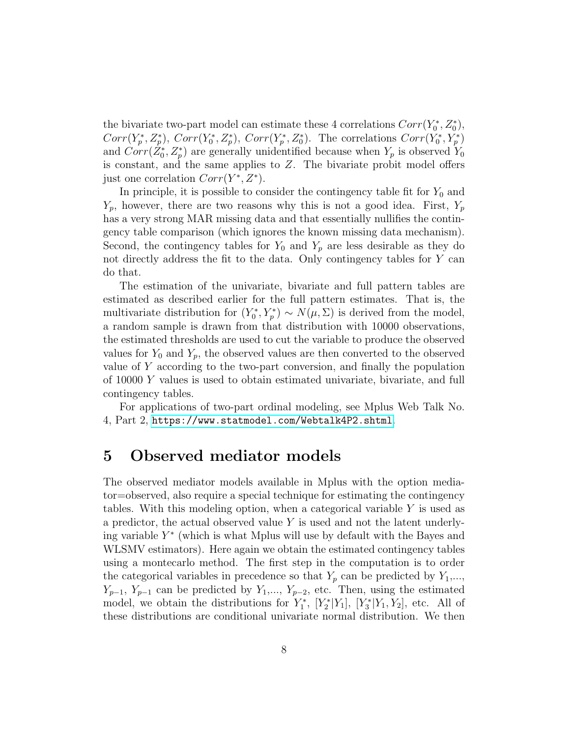the bivariate two-part model can estimate these 4 correlations $Corr(Y_0^*, Z_0^*)$, $Corr(Y_p^*, Z_p^*)$, $Corr(Y_0^*, Z_p^*)$, $Corr(Y_p^*, Z_0^*)$. The correlations $Corr(Y_0^*, Y_p^*)$ and $Corr(Z_0^*, Z_p^*)$ are generally unidentified because when $Y_p$ is observed $Y_0$ is constant, and the same applies to $Z$. The bivariate probit model offers just one correlation $Corr(Y^*, Z^*)$.

In principle, it is possible to consider the contingency table fit for $Y_0$ and $Y_p$, however, there are two reasons why this is not a good idea. First, $Y_p$ has a very strong MAR missing data and that essentially nullifies the contingency table comparison (which ignores the known missing data mechanism). Second, the contingency tables for $Y_0$ and $Y_p$ are less desirable as they do not directly address the fit to the data. Only contingency tables for $Y$ can do that.

The estimation of the univariate, bivariate and full pattern tables are estimated as described earlier for the full pattern estimates. That is, the multivariate distribution for $(Y_0^*, Y_p^*) \sim N(\mu, \Sigma)$ is derived from the model, a random sample is drawn from that distribution with 10000 observations, the estimated thresholds are used to cut the variable to produce the observed values for $Y_0$ and $Y_p$, the observed values are then converted to the observed value of $Y$ according to the two-part conversion, and finally the population of 10000 $Y$ values is used to obtain estimated univariate, bivariate, and full contingency tables.

For applications of two-part ordinal modeling, see Mplus Web Talk No. 4, Part 2, https://www.statmodel.com/Webtalk4P2.shtml.

# 5 Observed mediator models

The observed mediator models available in Mplus with the option mediator=observed, also require a special technique for estimating the contingency tables. With this modeling option, when a categorical variable $Y$ is used as a predictor, the actual observed value $Y$ is used and not the latent underlying variable $Y^*$ (which is what Mplus will use by default with the Bayes and WLSMV estimators). Here again we obtain the estimated contingency tables using a montecarlo method. The first step in the computation is to order the categorical variables in precedence so that $Y_p$ can be predicted by $Y_1$,..., $Y_{p-1}$, $Y_{p-1}$ can be predicted by $Y_1$,..., $Y_{p-2}$, etc. Then, using the estimated model, we obtain the distributions for $Y_1^*$, $[Y_2^*|Y_1]$, $[Y_3^*|Y_1, Y_2]$, etc. All of these distributions are conditional univariate normal distribution. We then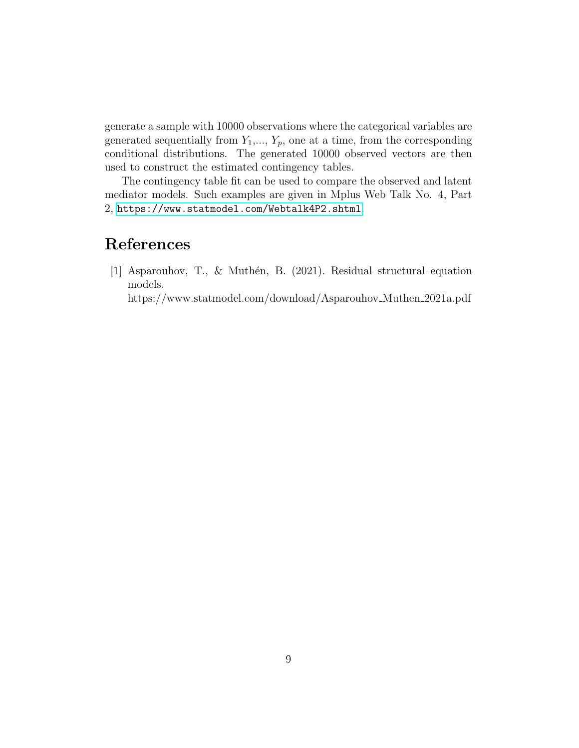generate a sample with 10000 observations where the categorical variables are generated sequentially from $Y_1$,..., $Y_p$, one at a time, from the corresponding conditional distributions. The generated 10000 observed vectors are then used to construct the estimated contingency tables.

The contingency table fit can be used to compare the observed and latent mediator models. Such examples are given in Mplus Web Talk No. 4, Part 2, https://www.statmodel.com/Webtalk4P2.shtml.

# References

[1] Asparouhov, T., & Muthén, B. (2021). Residual structural equation models.
https://www.statmodel.com/download/Asparouhov_Muthen_2021a.pdf